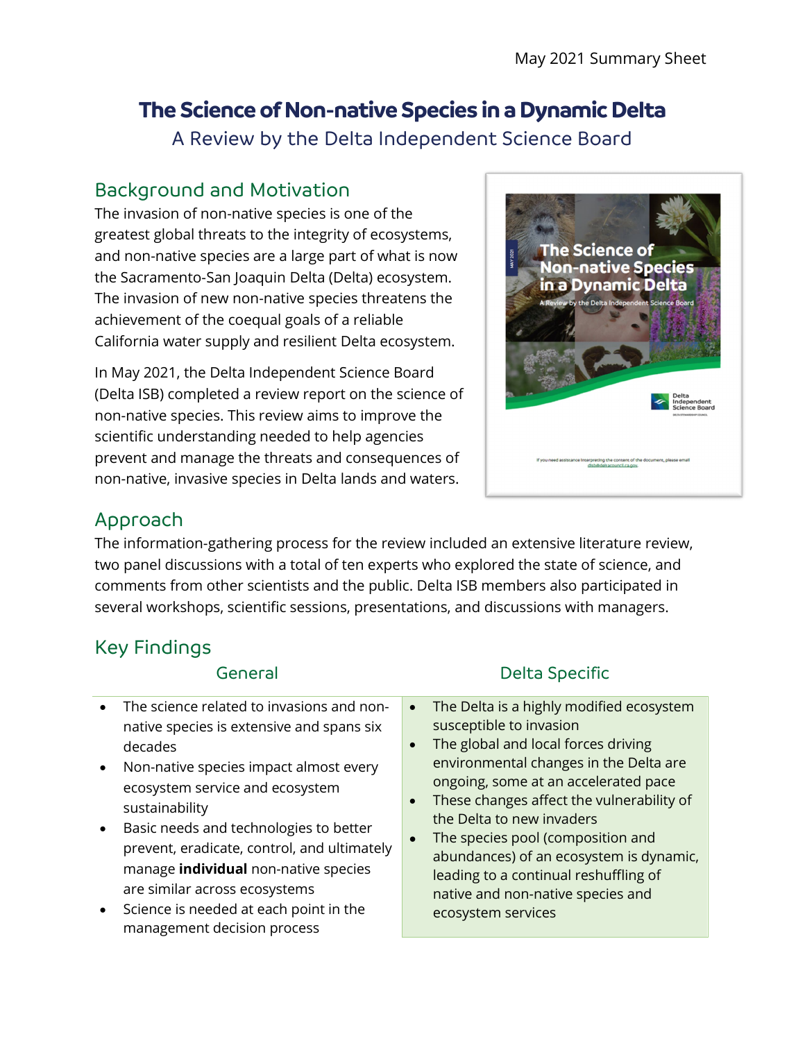May 2021 Summary Sheet

# The Science of Non-native Species in a Dynamic Delta

### A Review by the Delta Independent Science Board

## Background and Motivation

The invasion of non-native species is one of the greatest global threats to the integrity of ecosystems, and non-native species are a large part of what is now the Sacramento-San Joaquin Delta (Delta) ecosystem. The invasion of new non-native species threatens the achievement of the coequal goals of a reliable California water supply and resilient Delta ecosystem.

In May 2021, the Delta Independent Science Board (Delta ISB) completed a review report on the science of non-native species. This review aims to improve the scientific understanding needed to help agencies prevent and manage the threats and consequences of non-native, invasive species in Delta lands and waters.

## Approach

The information-gathering process for the review included an extensive literature review, two panel discussions with a total of ten experts who explored the state of science, and comments from other scientists and the public. Delta ISB members also participated in several workshops, scientific sessions, presentations, and discussions with managers.

## Key Findings

### General

- The science related to invasions and non-native species is extensive and spans six decades
- Non-native species impact almost every ecosystem service and ecosystem sustainability
- Basic needs and technologies to better prevent, eradicate, control, and ultimately manage **individual** non-native species are similar across ecosystems
- Science is needed at each point in the management decision process

### Delta Specific

- The Delta is a highly modified ecosystem susceptible to invasion
- The global and local forces driving environmental changes in the Delta are ongoing, some at an accelerated pace
- These changes affect the vulnerability of the Delta to new invaders
- The species pool (composition and abundances) of an ecosystem is dynamic, leading to a continual reshuffling of native and non-native species and ecosystem services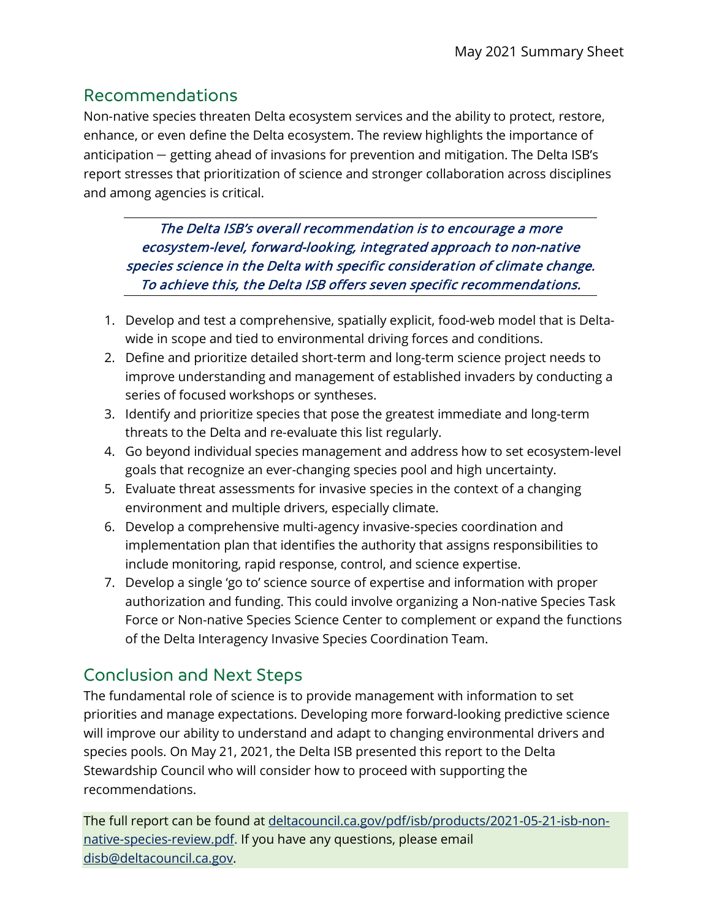## Recommendations

Non-native species threaten Delta ecosystem services and the ability to protect, restore, enhance, or even define the Delta ecosystem. The review highlights the importance of anticipation — getting ahead of invasions for prevention and mitigation. The Delta ISB's report stresses that prioritization of science and stronger collaboration across disciplines and among agencies is critical.

*The Delta ISB's overall recommendation is to encourage a more ecosystem-level, forward-looking, integrated approach to non-native species science in the Delta with specific consideration of climate change. To achieve this, the Delta ISB offers seven specific recommendations.*

1. Develop and test a comprehensive, spatially explicit, food-web model that is Delta-wide in scope and tied to environmental driving forces and conditions.
2. Define and prioritize detailed short-term and long-term science project needs to improve understanding and management of established invaders by conducting a series of focused workshops or syntheses.
3. Identify and prioritize species that pose the greatest immediate and long-term threats to the Delta and re-evaluate this list regularly.
4. Go beyond individual species management and address how to set ecosystem-level goals that recognize an ever-changing species pool and high uncertainty.
5. Evaluate threat assessments for invasive species in the context of a changing environment and multiple drivers, especially climate.
6. Develop a comprehensive multi-agency invasive-species coordination and implementation plan that identifies the authority that assigns responsibilities to include monitoring, rapid response, control, and science expertise.
7. Develop a single 'go to' science source of expertise and information with proper authorization and funding. This could involve organizing a Non-native Species Task Force or Non-native Species Science Center to complement or expand the functions of the Delta Interagency Invasive Species Coordination Team.

## Conclusion and Next Steps

The fundamental role of science is to provide management with information to set priorities and manage expectations. Developing more forward-looking predictive science will improve our ability to understand and adapt to changing environmental drivers and species pools. On May 21, 2021, the Delta ISB presented this report to the Delta Stewardship Council who will consider how to proceed with supporting the recommendations.

The full report can be found at [deltacouncil.ca.gov/pdf/isb/products/2021-05-21-isb-non-native-species-review.pdf](deltacouncil.ca.gov/pdf/isb/products/2021-05-21-isb-non-native-species-review.pdf). If you have any questions, please email [disb@deltacouncil.ca.gov](mailto:disb@deltacouncil.ca.gov).